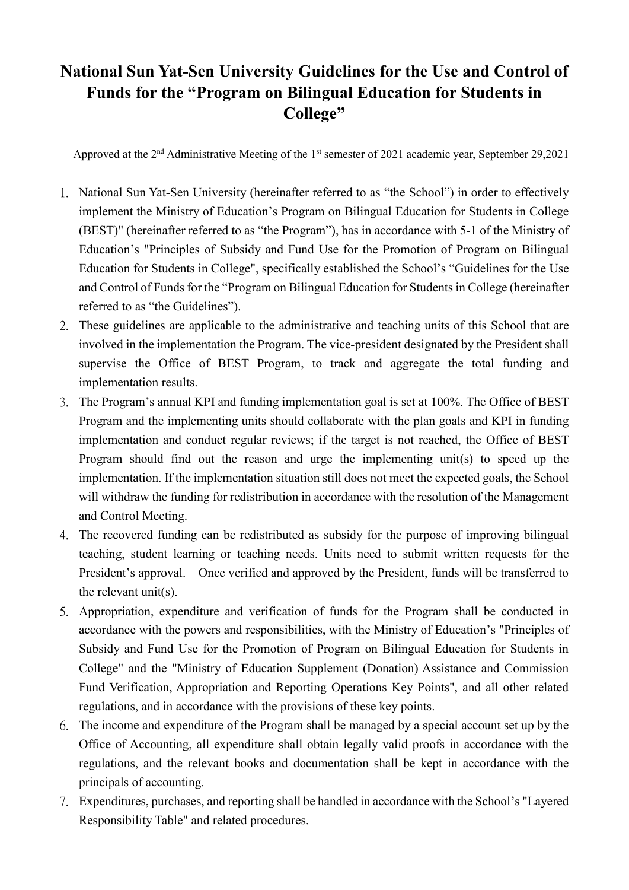# National Sun Yat-Sen University Guidelines for the Use and Control of Funds for the "Program on Bilingual Education for Students in College"

Approved at the 2nd Administrative Meeting of the 1st semester of 2021 academic year, September 29,2021

1. National Sun Yat-Sen University (hereinafter referred to as "the School") in order to effectively implement the Ministry of Education's Program on Bilingual Education for Students in College (BEST)" (hereinafter referred to as "the Program"), has in accordance with 5-1 of the Ministry of Education's "Principles of Subsidy and Fund Use for the Promotion of Program on Bilingual Education for Students in College", specifically established the School's "Guidelines for the Use and Control of Funds for the "Program on Bilingual Education for Students in College (hereinafter referred to as "the Guidelines").
2. These guidelines are applicable to the administrative and teaching units of this School that are involved in the implementation the Program. The vice-president designated by the President shall supervise the Office of BEST Program, to track and aggregate the total funding and implementation results.
3. The Program's annual KPI and funding implementation goal is set at 100%. The Office of BEST Program and the implementing units should collaborate with the plan goals and KPI in funding implementation and conduct regular reviews; if the target is not reached, the Office of BEST Program should find out the reason and urge the implementing unit(s) to speed up the implementation. If the implementation situation still does not meet the expected goals, the School will withdraw the funding for redistribution in accordance with the resolution of the Management and Control Meeting.
4. The recovered funding can be redistributed as subsidy for the purpose of improving bilingual teaching, student learning or teaching needs. Units need to submit written requests for the President's approval. Once verified and approved by the President, funds will be transferred to the relevant unit(s).
5. Appropriation, expenditure and verification of funds for the Program shall be conducted in accordance with the powers and responsibilities, with the Ministry of Education's "Principles of Subsidy and Fund Use for the Promotion of Program on Bilingual Education for Students in College" and the "Ministry of Education Supplement (Donation) Assistance and Commission Fund Verification, Appropriation and Reporting Operations Key Points", and all other related regulations, and in accordance with the provisions of these key points.
6. The income and expenditure of the Program shall be managed by a special account set up by the Office of Accounting, all expenditure shall obtain legally valid proofs in accordance with the regulations, and the relevant books and documentation shall be kept in accordance with the principals of accounting.
7. Expenditures, purchases, and reporting shall be handled in accordance with the School's "Layered Responsibility Table" and related procedures.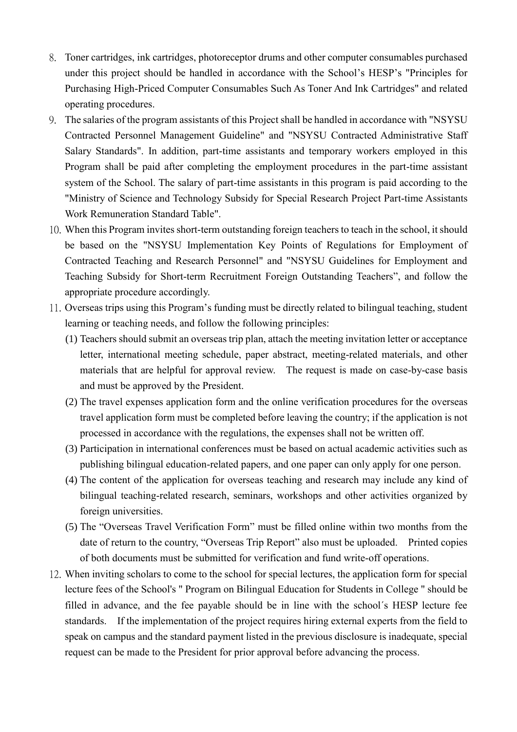8. Toner cartridges, ink cartridges, photoreceptor drums and other computer consumables purchased under this project should be handled in accordance with the School's HESP's "Principles for Purchasing High-Priced Computer Consumables Such As Toner And Ink Cartridges" and related operating procedures.
9. The salaries of the program assistants of this Project shall be handled in accordance with "NSYSU Contracted Personnel Management Guideline" and "NSYSU Contracted Administrative Staff Salary Standards". In addition, part-time assistants and temporary workers employed in this Program shall be paid after completing the employment procedures in the part-time assistant system of the School. The salary of part-time assistants in this program is paid according to the "Ministry of Science and Technology Subsidy for Special Research Project Part-time Assistants Work Remuneration Standard Table".
10. When this Program invites short-term outstanding foreign teachers to teach in the school, it should be based on the "NSYSU Implementation Key Points of Regulations for Employment of Contracted Teaching and Research Personnel" and "NSYSU Guidelines for Employment and Teaching Subsidy for Short-term Recruitment Foreign Outstanding Teachers", and follow the appropriate procedure accordingly.
11. Overseas trips using this Program's funding must be directly related to bilingual teaching, student learning or teaching needs, and follow the following principles:
    (1) Teachers should submit an overseas trip plan, attach the meeting invitation letter or acceptance letter, international meeting schedule, paper abstract, meeting-related materials, and other materials that are helpful for approval review. The request is made on case-by-case basis and must be approved by the President.
    (2) The travel expenses application form and the online verification procedures for the overseas travel application form must be completed before leaving the country; if the application is not processed in accordance with the regulations, the expenses shall not be written off.
    (3) Participation in international conferences must be based on actual academic activities such as publishing bilingual education-related papers, and one paper can only apply for one person.
    (4) The content of the application for overseas teaching and research may include any kind of bilingual teaching-related research, seminars, workshops and other activities organized by foreign universities.
    (5) The "Overseas Travel Verification Form" must be filled online within two months from the date of return to the country, "Overseas Trip Report" also must be uploaded. Printed copies of both documents must be submitted for verification and fund write-off operations.
12. When inviting scholars to come to the school for special lectures, the application form for special lecture fees of the School's " Program on Bilingual Education for Students in College " should be filled in advance, and the fee payable should be in line with the school´s HESP lecture fee standards. If the implementation of the project requires hiring external experts from the field to speak on campus and the standard payment listed in the previous disclosure is inadequate, special request can be made to the President for prior approval before advancing the process.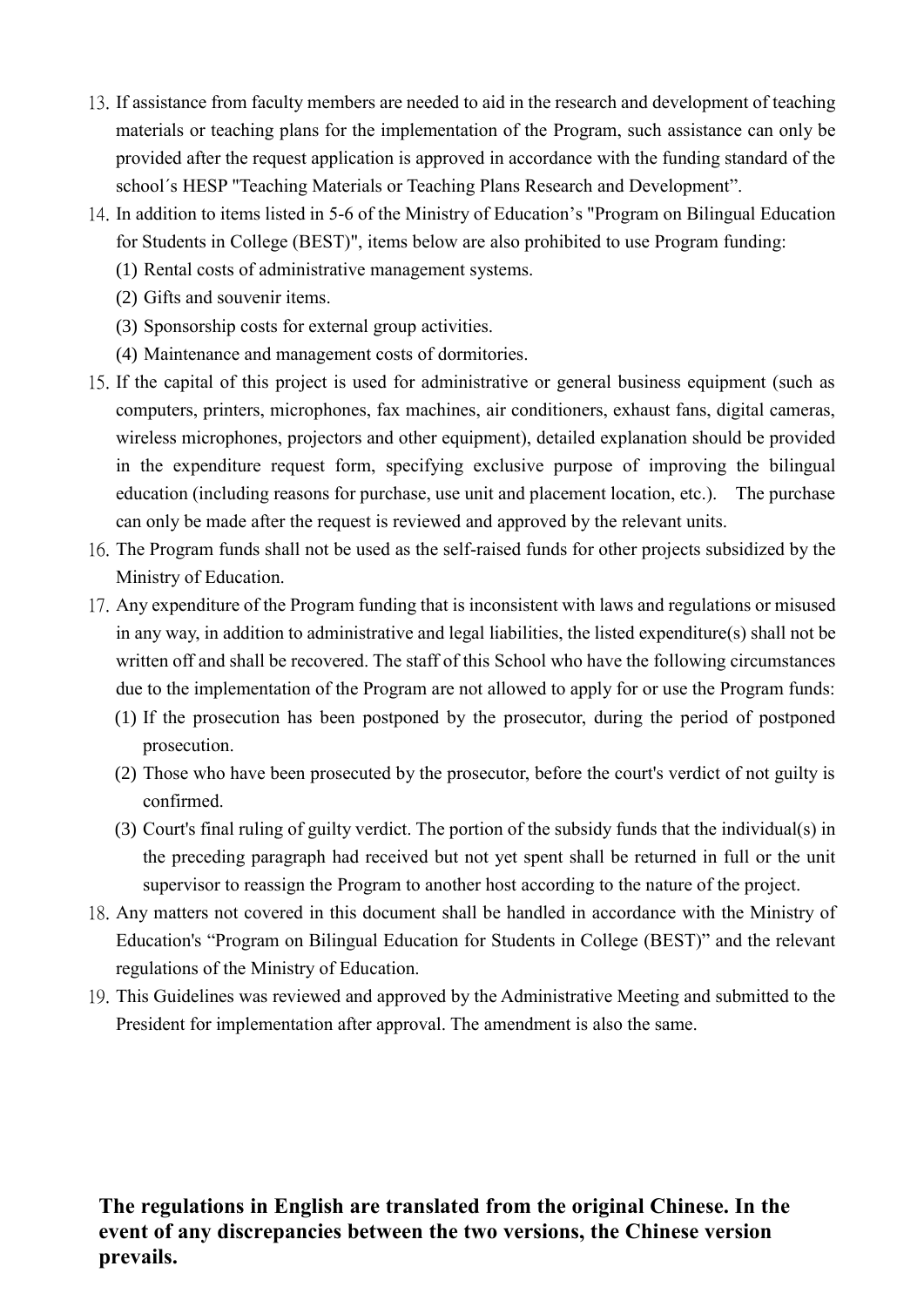13. If assistance from faculty members are needed to aid in the research and development of teaching materials or teaching plans for the implementation of the Program, such assistance can only be provided after the request application is approved in accordance with the funding standard of the school´s HESP "Teaching Materials or Teaching Plans Research and Development".
14. In addition to items listed in 5-6 of the Ministry of Education's "Program on Bilingual Education for Students in College (BEST)", items below are also prohibited to use Program funding:
    (1) Rental costs of administrative management systems.
    (2) Gifts and souvenir items.
    (3) Sponsorship costs for external group activities.
    (4) Maintenance and management costs of dormitories.
15. If the capital of this project is used for administrative or general business equipment (such as computers, printers, microphones, fax machines, air conditioners, exhaust fans, digital cameras, wireless microphones, projectors and other equipment), detailed explanation should be provided in the expenditure request form, specifying exclusive purpose of improving the bilingual education (including reasons for purchase, use unit and placement location, etc.). The purchase can only be made after the request is reviewed and approved by the relevant units.
16. The Program funds shall not be used as the self-raised funds for other projects subsidized by the Ministry of Education.
17. Any expenditure of the Program funding that is inconsistent with laws and regulations or misused in any way, in addition to administrative and legal liabilities, the listed expenditure(s) shall not be written off and shall be recovered. The staff of this School who have the following circumstances due to the implementation of the Program are not allowed to apply for or use the Program funds:
    (1) If the prosecution has been postponed by the prosecutor, during the period of postponed prosecution.
    (2) Those who have been prosecuted by the prosecutor, before the court's verdict of not guilty is confirmed.
    (3) Court's final ruling of guilty verdict. The portion of the subsidy funds that the individual(s) in the preceding paragraph had received but not yet spent shall be returned in full or the unit supervisor to reassign the Program to another host according to the nature of the project.
18. Any matters not covered in this document shall be handled in accordance with the Ministry of Education's "Program on Bilingual Education for Students in College (BEST)" and the relevant regulations of the Ministry of Education.
19. This Guidelines was reviewed and approved by the Administrative Meeting and submitted to the President for implementation after approval. The amendment is also the same.

**The regulations in English are translated from the original Chinese. In the event of any discrepancies between the two versions, the Chinese version prevails.**